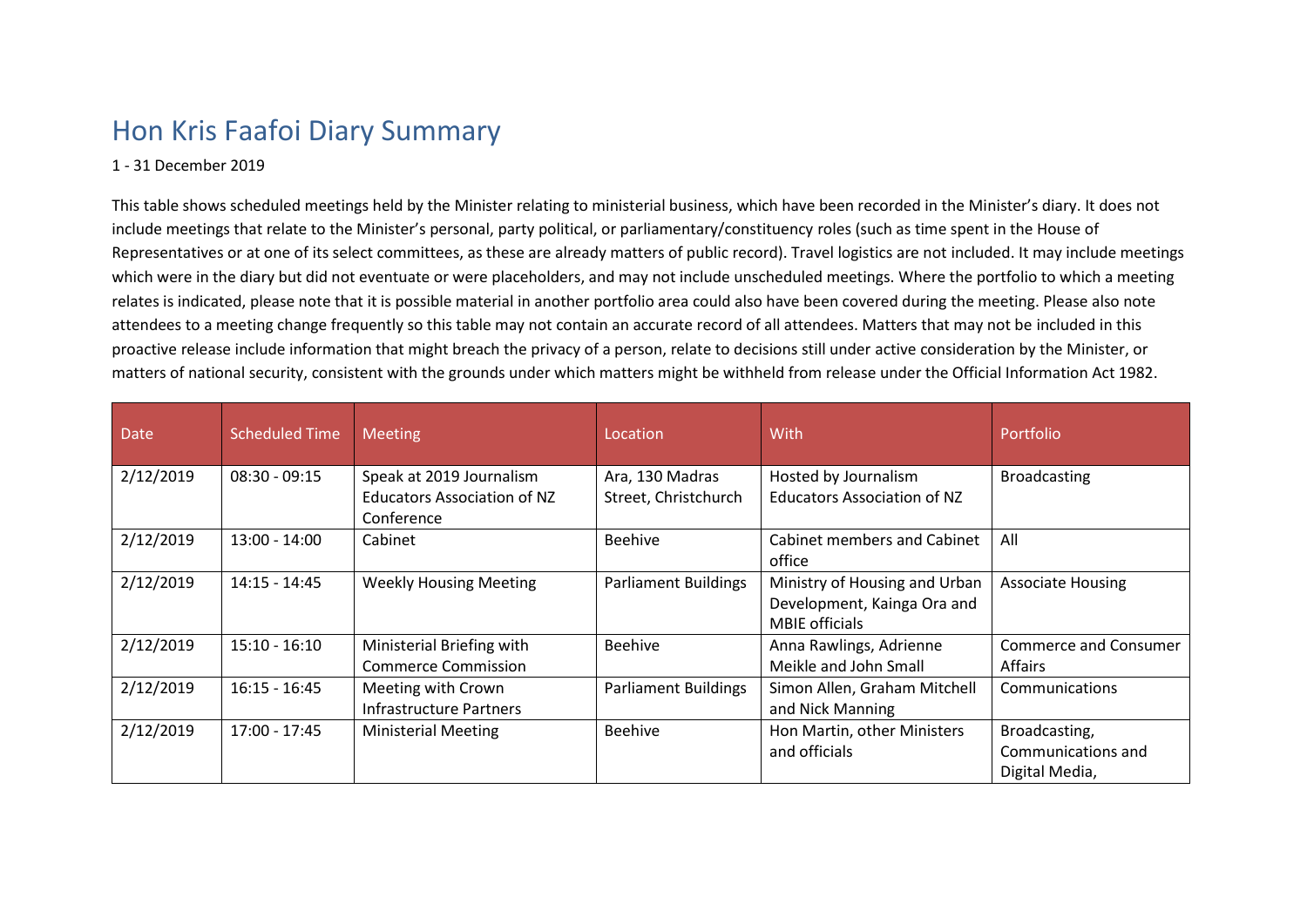# Hon Kris Faafoi Diary Summary

1 - 31 December 2019

This table shows scheduled meetings held by the Minister relating to ministerial business, which have been recorded in the Minister's diary. It does not include meetings that relate to the Minister's personal, party political, or parliamentary/constituency roles (such as time spent in the House of Representatives or at one of its select committees, as these are already matters of public record). Travel logistics are not included. It may include meetings which were in the diary but did not eventuate or were placeholders, and may not include unscheduled meetings. Where the portfolio to which a meeting relates is indicated, please note that it is possible material in another portfolio area could also have been covered during the meeting. Please also note attendees to a meeting change frequently so this table may not contain an accurate record of all attendees. Matters that may not be included in this proactive release include information that might breach the privacy of a person, relate to decisions still under active consideration by the Minister, or matters of national security, consistent with the grounds under which matters might be withheld from release under the Official Information Act 1982.

| Date | Scheduled Time | Meeting | Location | With | Portfolio |
|---|---|---|---|---|---|
| 2/12/2019 | 08:30 - 09:15 | Speak at 2019 Journalism Educators Association of NZ Conference | Ara, 130 Madras Street, Christchurch | Hosted by Journalism Educators Association of NZ | Broadcasting |
| 2/12/2019 | 13:00 - 14:00 | Cabinet | Beehive | Cabinet members and Cabinet office | All |
| 2/12/2019 | 14:15 - 14:45 | Weekly Housing Meeting | Parliament Buildings | Ministry of Housing and Urban Development, Kainga Ora and MBIE officials | Associate Housing |
| 2/12/2019 | 15:10 - 16:10 | Ministerial Briefing with Commerce Commission | Beehive | Anna Rawlings, Adrienne Meikle and John Small | Commerce and Consumer Affairs |
| 2/12/2019 | 16:15 - 16:45 | Meeting with Crown Infrastructure Partners | Parliament Buildings | Simon Allen, Graham Mitchell and Nick Manning | Communications |
| 2/12/2019 | 17:00 - 17:45 | Ministerial Meeting | Beehive | Hon Martin, other Ministers and officials | Broadcasting, Communications and Digital Media, |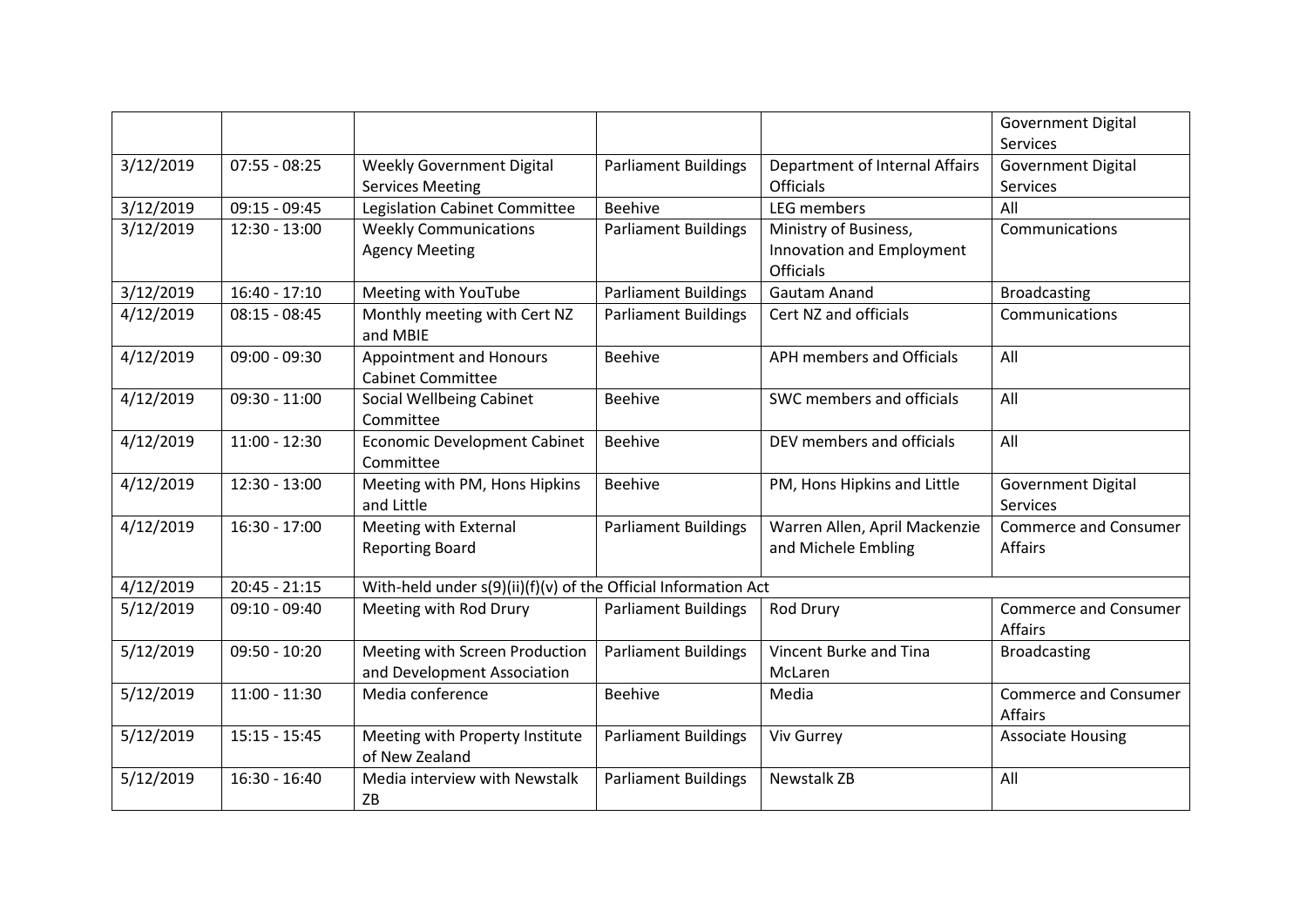| | | | | | |
|---|---|---|---|---|---|
| | | | | | Government Digital Services |
| 3/12/2019 | 07:55 - 08:25 | Weekly Government Digital Services Meeting | Parliament Buildings | Department of Internal Affairs Officials | Government Digital Services |
| 3/12/2019 | 09:15 - 09:45 | Legislation Cabinet Committee | Beehive | LEG members | All |
| 3/12/2019 | 12:30 - 13:00 | Weekly Communications Agency Meeting | Parliament Buildings | Ministry of Business, Innovation and Employment Officials | Communications |
| 3/12/2019 | 16:40 - 17:10 | Meeting with YouTube | Parliament Buildings | Gautam Anand | Broadcasting |
| 4/12/2019 | 08:15 - 08:45 | Monthly meeting with Cert NZ and MBIE | Parliament Buildings | Cert NZ and officials | Communications |
| 4/12/2019 | 09:00 - 09:30 | Appointment and Honours Cabinet Committee | Beehive | APH members and Officials | All |
| 4/12/2019 | 09:30 - 11:00 | Social Wellbeing Cabinet Committee | Beehive | SWC members and officials | All |
| 4/12/2019 | 11:00 - 12:30 | Economic Development Cabinet Committee | Beehive | DEV members and officials | All |
| 4/12/2019 | 12:30 - 13:00 | Meeting with PM, Hons Hipkins and Little | Beehive | PM, Hons Hipkins and Little | Government Digital Services |
| 4/12/2019 | 16:30 - 17:00 | Meeting with External Reporting Board | Parliament Buildings | Warren Allen, April Mackenzie and Michele Embling | Commerce and Consumer Affairs |
| 4/12/2019 | 20:45 - 21:15 | With-held under s(9)(ii)(f)(v) of the Official Information Act | | | |
| 5/12/2019 | 09:10 - 09:40 | Meeting with Rod Drury | Parliament Buildings | Rod Drury | Commerce and Consumer Affairs |
| 5/12/2019 | 09:50 - 10:20 | Meeting with Screen Production and Development Association | Parliament Buildings | Vincent Burke and Tina McLaren | Broadcasting |
| 5/12/2019 | 11:00 - 11:30 | Media conference | Beehive | Media | Commerce and Consumer Affairs |
| 5/12/2019 | 15:15 - 15:45 | Meeting with Property Institute of New Zealand | Parliament Buildings | Viv Gurrey | Associate Housing |
| 5/12/2019 | 16:30 - 16:40 | Media interview with Newstalk ZB | Parliament Buildings | Newstalk ZB | All |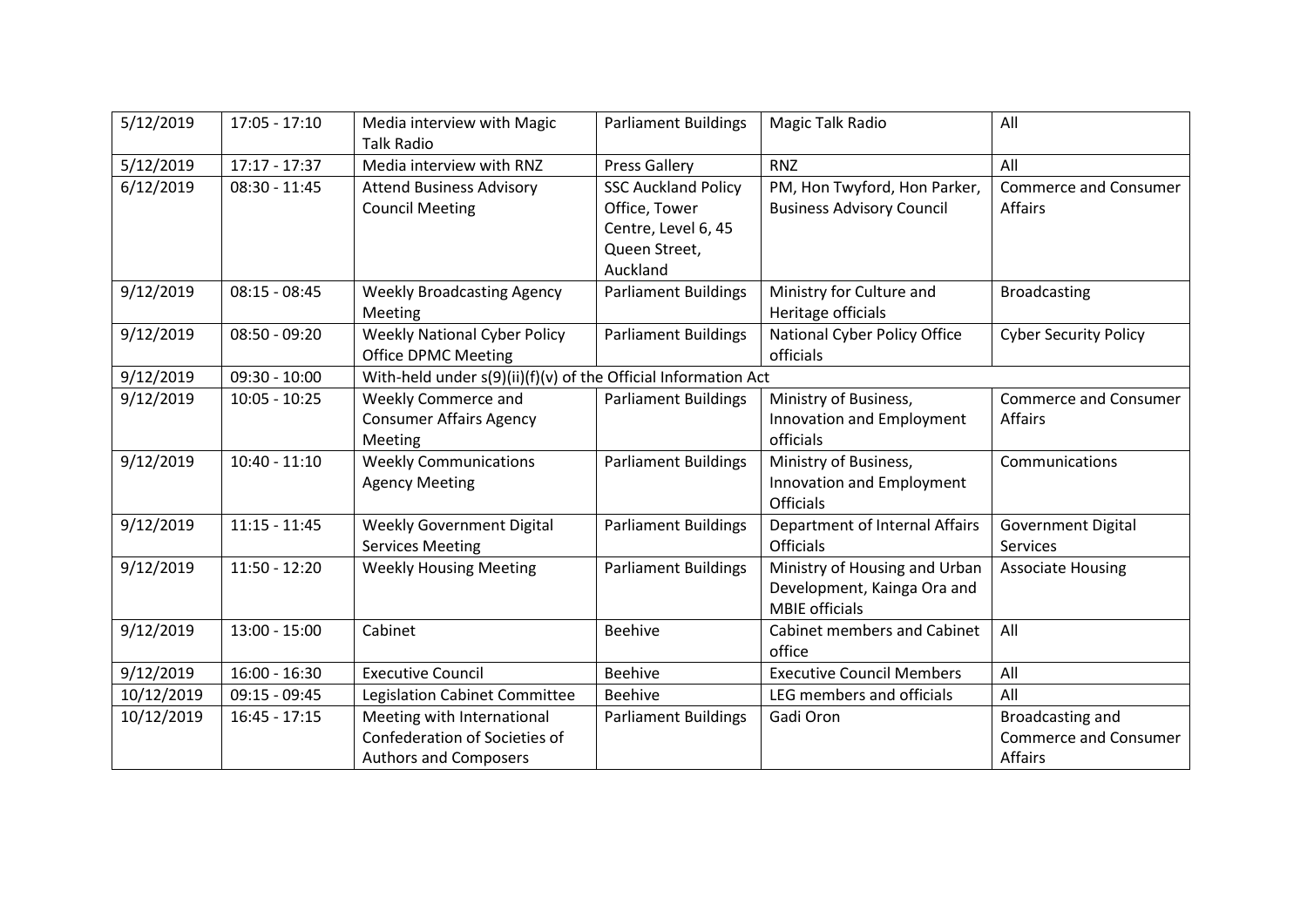| | | | | | |
|---|---|---|---|---|---|
| 5/12/2019 | 17:05 - 17:10 | Media interview with Magic Talk Radio | Parliament Buildings | Magic Talk Radio | All |
| 5/12/2019 | 17:17 - 17:37 | Media interview with RNZ | Press Gallery | RNZ | All |
| 6/12/2019 | 08:30 - 11:45 | Attend Business Advisory Council Meeting | SSC Auckland Policy Office, Tower Centre, Level 6, 45 Queen Street, Auckland | PM, Hon Twyford, Hon Parker, Business Advisory Council | Commerce and Consumer Affairs |
| 9/12/2019 | 08:15 - 08:45 | Weekly Broadcasting Agency Meeting | Parliament Buildings | Ministry for Culture and Heritage officials | Broadcasting |
| 9/12/2019 | 08:50 - 09:20 | Weekly National Cyber Policy Office DPMC Meeting | Parliament Buildings | National Cyber Policy Office officials | Cyber Security Policy |
| 9/12/2019 | 09:30 - 10:00 | With-held under s(9)(ii)(f)(v) of the Official Information Act | | | |
| 9/12/2019 | 10:05 - 10:25 | Weekly Commerce and Consumer Affairs Agency Meeting | Parliament Buildings | Ministry of Business, Innovation and Employment officials | Commerce and Consumer Affairs |
| 9/12/2019 | 10:40 - 11:10 | Weekly Communications Agency Meeting | Parliament Buildings | Ministry of Business, Innovation and Employment Officials | Communications |
| 9/12/2019 | 11:15 - 11:45 | Weekly Government Digital Services Meeting | Parliament Buildings | Department of Internal Affairs Officials | Government Digital Services |
| 9/12/2019 | 11:50 - 12:20 | Weekly Housing Meeting | Parliament Buildings | Ministry of Housing and Urban Development, Kainga Ora and MBIE officials | Associate Housing |
| 9/12/2019 | 13:00 - 15:00 | Cabinet | Beehive | Cabinet members and Cabinet office | All |
| 9/12/2019 | 16:00 - 16:30 | Executive Council | Beehive | Executive Council Members | All |
| 10/12/2019 | 09:15 - 09:45 | Legislation Cabinet Committee | Beehive | LEG members and officials | All |
| 10/12/2019 | 16:45 - 17:15 | Meeting with International Confederation of Societies of Authors and Composers | Parliament Buildings | Gadi Oron | Broadcasting and Commerce and Consumer Affairs |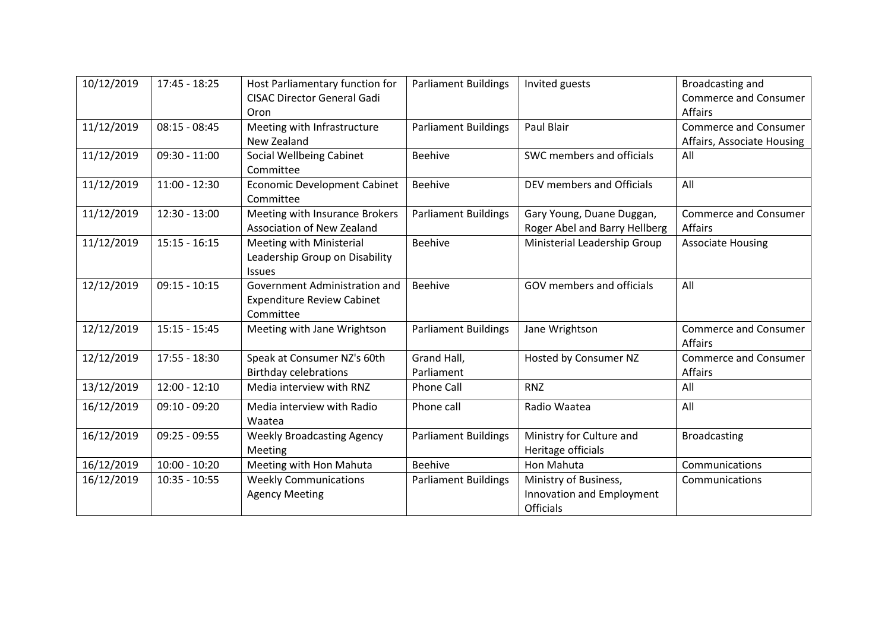| | | | | | |
|---|---|---|---|---|---|
| 10/12/2019 | 17:45 - 18:25 | Host Parliamentary function for CISAC Director General Gadi Oron | Parliament Buildings | Invited guests | Broadcasting and Commerce and Consumer Affairs |
| 11/12/2019 | 08:15 - 08:45 | Meeting with Infrastructure New Zealand | Parliament Buildings | Paul Blair | Commerce and Consumer Affairs, Associate Housing |
| 11/12/2019 | 09:30 - 11:00 | Social Wellbeing Cabinet Committee | Beehive | SWC members and officials | All |
| 11/12/2019 | 11:00 - 12:30 | Economic Development Cabinet Committee | Beehive | DEV members and Officials | All |
| 11/12/2019 | 12:30 - 13:00 | Meeting with Insurance Brokers Association of New Zealand | Parliament Buildings | Gary Young, Duane Duggan, Roger Abel and Barry Hellberg | Commerce and Consumer Affairs |
| 11/12/2019 | 15:15 - 16:15 | Meeting with Ministerial Leadership Group on Disability Issues | Beehive | Ministerial Leadership Group | Associate Housing |
| 12/12/2019 | 09:15 - 10:15 | Government Administration and Expenditure Review Cabinet Committee | Beehive | GOV members and officials | All |
| 12/12/2019 | 15:15 - 15:45 | Meeting with Jane Wrightson | Parliament Buildings | Jane Wrightson | Commerce and Consumer Affairs |
| 12/12/2019 | 17:55 - 18:30 | Speak at Consumer NZ's 60th Birthday celebrations | Grand Hall, Parliament | Hosted by Consumer NZ | Commerce and Consumer Affairs |
| 13/12/2019 | 12:00 - 12:10 | Media interview with RNZ | Phone Call | RNZ | All |
| 16/12/2019 | 09:10 - 09:20 | Media interview with Radio Waatea | Phone call | Radio Waatea | All |
| 16/12/2019 | 09:25 - 09:55 | Weekly Broadcasting Agency Meeting | Parliament Buildings | Ministry for Culture and Heritage officials | Broadcasting |
| 16/12/2019 | 10:00 - 10:20 | Meeting with Hon Mahuta | Beehive | Hon Mahuta | Communications |
| 16/12/2019 | 10:35 - 10:55 | Weekly Communications Agency Meeting | Parliament Buildings | Ministry of Business, Innovation and Employment Officials | Communications |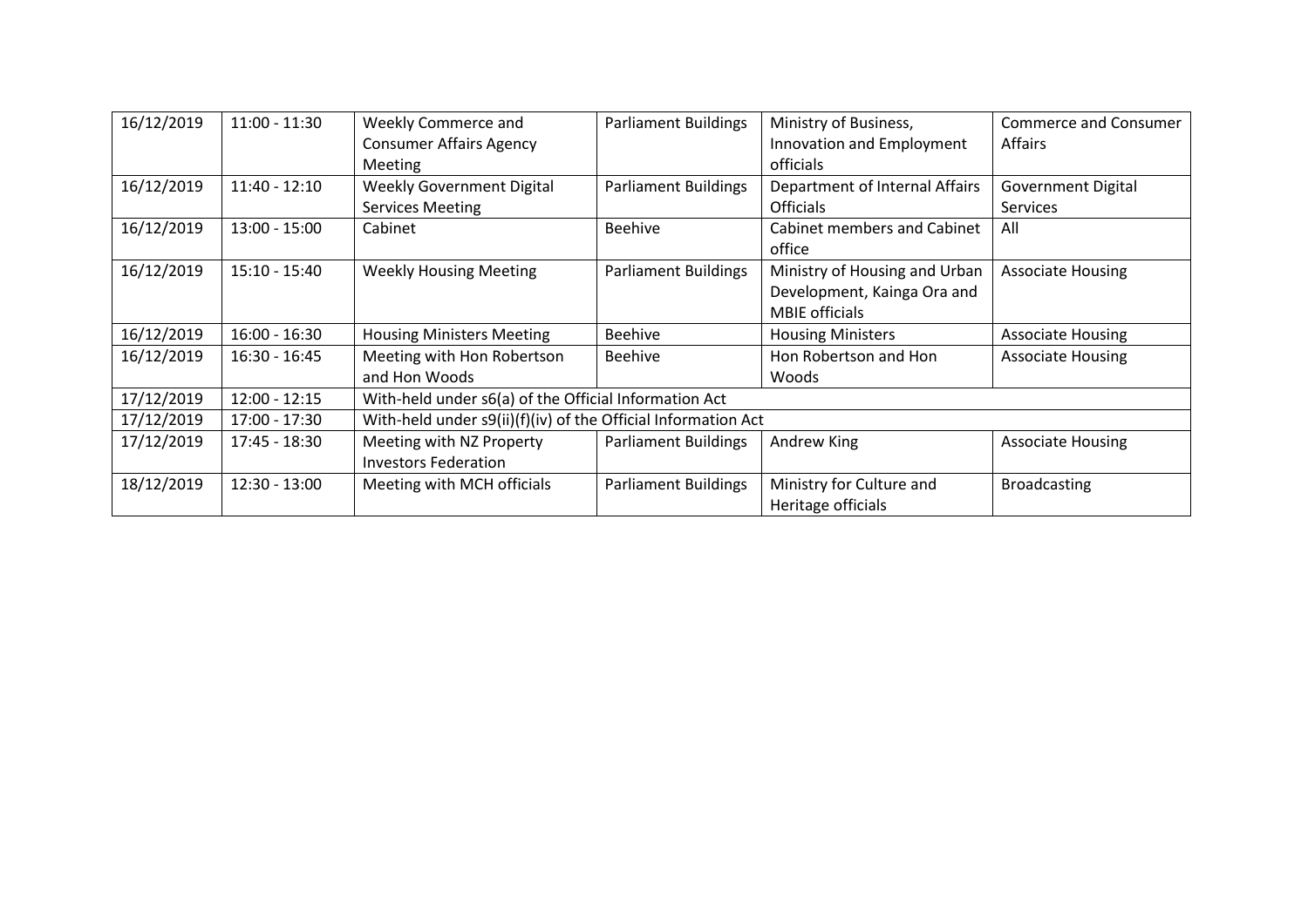| | | | | | |
|---|---|---|---|---|---|
| 16/12/2019 | 11:00 - 11:30 | Weekly Commerce and Consumer Affairs Agency Meeting | Parliament Buildings | Ministry of Business, Innovation and Employment officials | Commerce and Consumer Affairs |
| 16/12/2019 | 11:40 - 12:10 | Weekly Government Digital Services Meeting | Parliament Buildings | Department of Internal Affairs Officials | Government Digital Services |
| 16/12/2019 | 13:00 - 15:00 | Cabinet | Beehive | Cabinet members and Cabinet office | All |
| 16/12/2019 | 15:10 - 15:40 | Weekly Housing Meeting | Parliament Buildings | Ministry of Housing and Urban Development, Kainga Ora and MBIE officials | Associate Housing |
| 16/12/2019 | 16:00 - 16:30 | Housing Ministers Meeting | Beehive | Housing Ministers | Associate Housing |
| 16/12/2019 | 16:30 - 16:45 | Meeting with Hon Robertson and Hon Woods | Beehive | Hon Robertson and Hon Woods | Associate Housing |
| 17/12/2019 | 12:00 - 12:15 | With-held under s6(a) of the Official Information Act | | | |
| 17/12/2019 | 17:00 - 17:30 | With-held under s9(ii)(f)(iv) of the Official Information Act | | | |
| 17/12/2019 | 17:45 - 18:30 | Meeting with NZ Property Investors Federation | Parliament Buildings | Andrew King | Associate Housing |
| 18/12/2019 | 12:30 - 13:00 | Meeting with MCH officials | Parliament Buildings | Ministry for Culture and Heritage officials | Broadcasting |